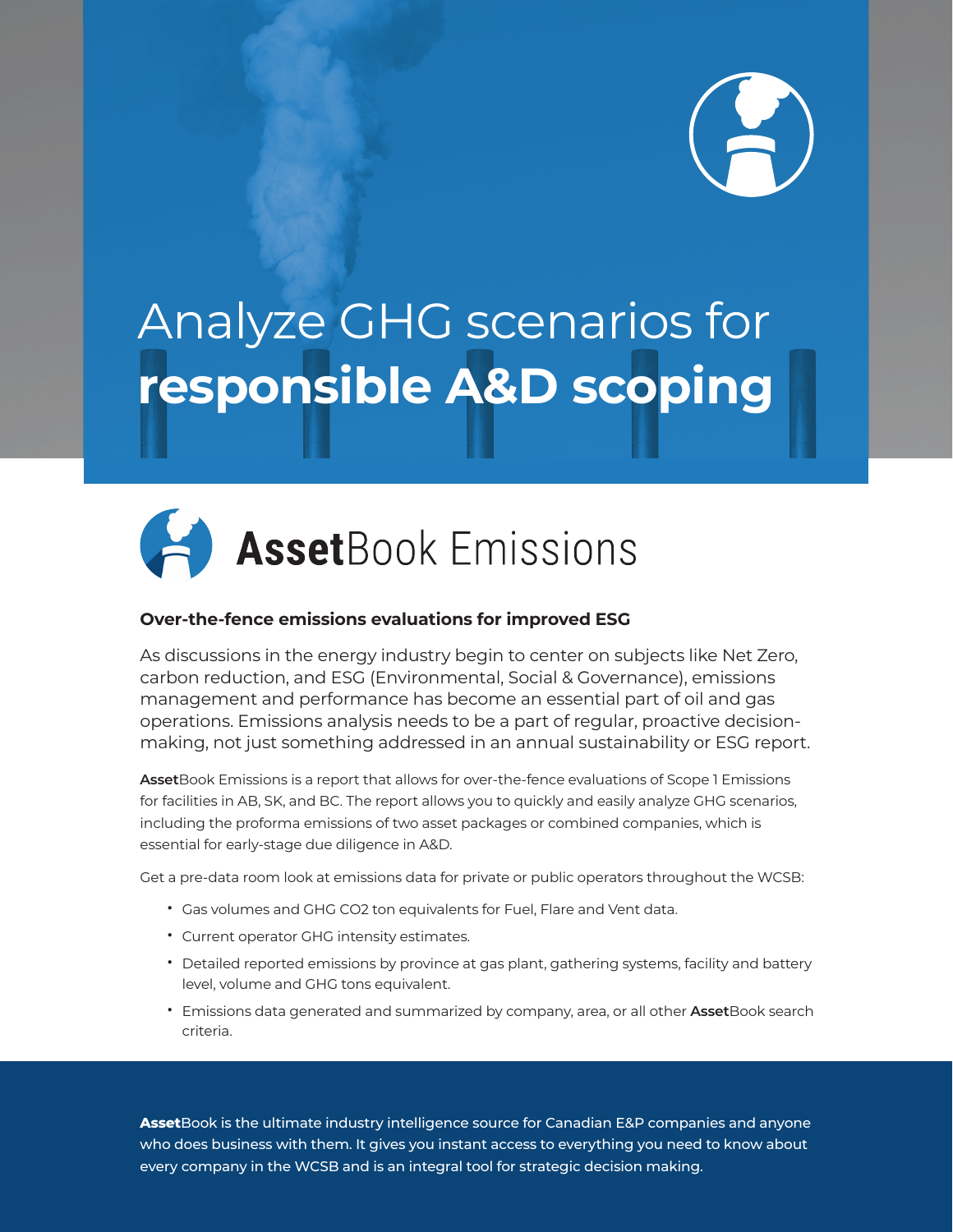# Analyze GHG scenarios for **responsible A&D scoping**

## **Asset**Book Emissions

### Over-the-fence emissions evaluations for improved ESG

As discussions in the energy industry begin to center on subjects like Net Zero, carbon reduction, and ESG (Environmental, Social & Governance), emissions management and performance has become an essential part of oil and gas operations. Emissions analysis needs to be a part of regular, proactive decision-making, not just something addressed in an annual sustainability or ESG report.

**Asset**Book Emissions is a report that allows for over-the-fence evaluations of Scope 1 Emissions for facilities in AB, SK, and BC. The report allows you to quickly and easily analyze GHG scenarios, including the proforma emissions of two asset packages or combined companies, which is essential for early-stage due diligence in A&D.

Get a pre-data room look at emissions data for private or public operators throughout the WCSB:

- Gas volumes and GHG $CO_2$ ton equivalents for Fuel, Flare and Vent data.
- Current operator GHG intensity estimates.
- Detailed reported emissions by province at gas plant, gathering systems, facility and battery level, volume and GHG tons equivalent.
- Emissions data generated and summarized by company, area, or all other **Asset**Book search criteria.

**Asset**Book is the ultimate industry intelligence source for Canadian E&P companies and anyone who does business with them. It gives you instant access to everything you need to know about every company in the WCSB and is an integral tool for strategic decision making.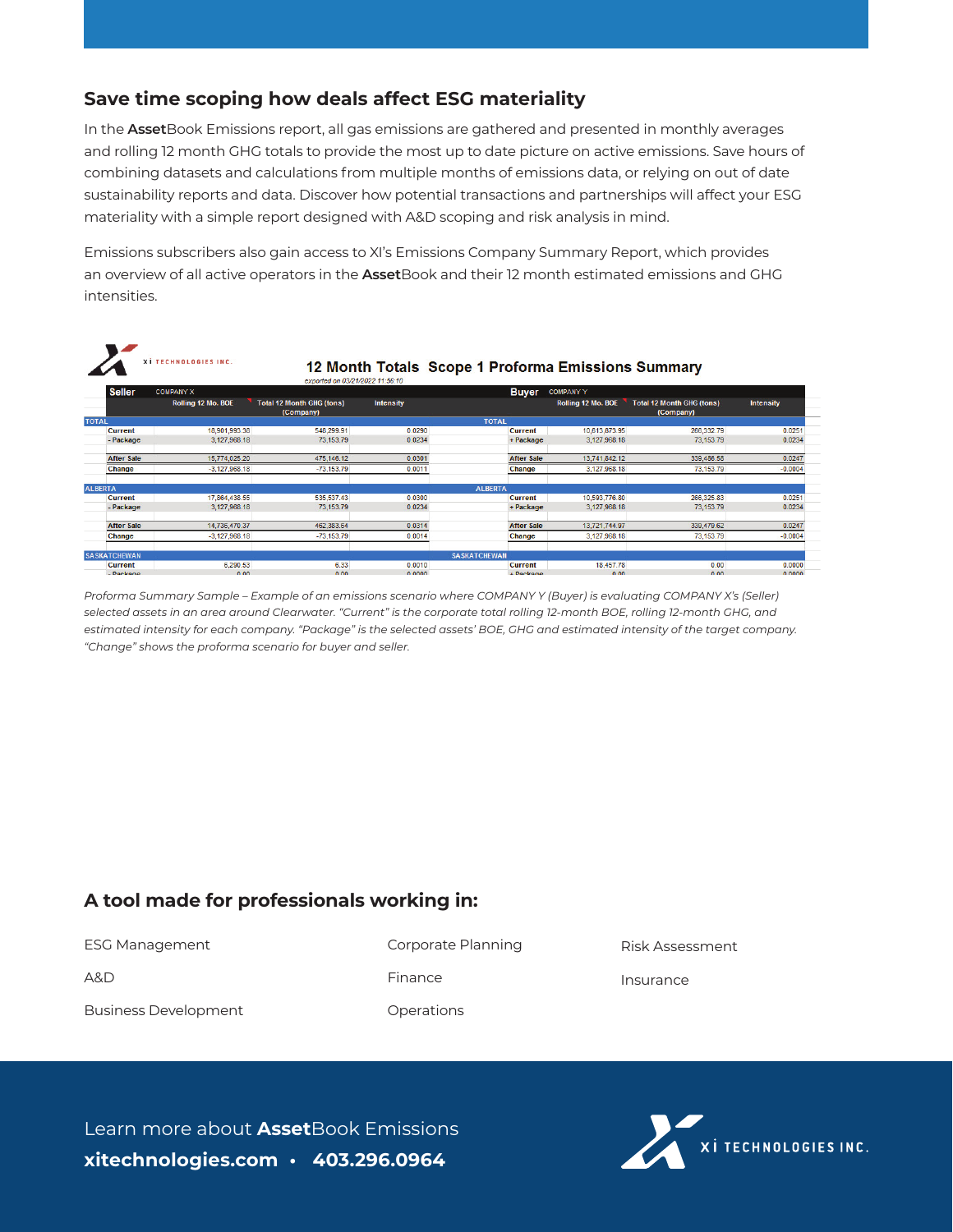## Save time scoping how deals affect ESG materiality

In the **Asset**Book Emissions report, all gas emissions are gathered and presented in monthly averages and rolling 12 month GHG totals to provide the most up to date picture on active emissions. Save hours of combining datasets and calculations from multiple months of emissions data, or relying on out of date sustainability reports and data. Discover how potential transactions and partnerships will affect your ESG materiality with a simple report designed with A&D scoping and risk analysis in mind.

Emissions subscribers also gain access to XI's Emissions Company Summary Report, which provides an overview of all active operators in the **Asset**Book and their 12 month estimated emissions and GHG intensities.

**12 Month Totals Scope 1 Proforma Emissions Summary**

*exported on 03/21/2022 11:56:10*

| Seller: COMPANY X | Rolling 12 Mo. BOE | Total 12 Month GHG (tons) (Company) | Intensity | Buyer: COMPANY Y | Rolling 12 Mo. BOE | Total 12 Month GHG (tons) (Company) | Intensity |
|---|---|---|---|---|---|---|---|
| **TOTAL** | | | | **TOTAL** | | | |
| Current | 18,901,993.38 | 548,299.91 | 0.0290 | Current | 10,613,873.95 | 266,332.79 | 0.0251 |
| - Package | 3,127,968.18 | 73,153.79 | 0.0234 | + Package | 3,127,968.18 | 73,153.79 | 0.0234 |
| After Sale | 15,774,025.20 | 475,146.12 | 0.0301 | After Sale | 13,741,842.12 | 339,486.58 | 0.0247 |
| Change | -3,127,968.18 | -73,153.79 | 0.0011 | Change | 3,127,968.18 | 73,153.79 | -0.0004 |
| **ALBERTA** | | | | **ALBERTA** | | | |
| Current | 17,864,438.55 | 535,537.43 | 0.0300 | Current | 10,593,776.80 | 266,325.83 | 0.0251 |
| - Package | 3,127,968.18 | 73,153.79 | 0.0234 | + Package | 3,127,968.18 | 73,153.79 | 0.0234 |
| After Sale | 14,736,470.37 | 462,383.64 | 0.0314 | After Sale | 13,721,744.97 | 339,479.62 | 0.0247 |
| Change | -3,127,968.18 | -73,153.79 | 0.0014 | Change | 3,127,968.18 | 73,153.79 | -0.0004 |
| **SASKATCHEWAN** | | | | **SASKATCHEWAN** | | | |
| Current | 6,290.53 | 6.33 | 0.0010 | Current | 18,457.78 | 0.00 | 0.0000 |
| - Package | 0.00 | 0.00 | 0.0000 | + Package | 0.00 | 0.00 | 0.0000 |

*Proforma Summary Sample – Example of an emissions scenario where COMPANY Y (Buyer) is evaluating COMPANY X's (Seller) selected assets in an area around Clearwater. "Current" is the corporate total rolling 12-month BOE, rolling 12-month GHG, and estimated intensity for each company. "Package" is the selected assets' BOE, GHG and estimated intensity of the target company. "Change" shows the proforma scenario for buyer and seller.*

## A tool made for professionals working in:

- ESG Management
- A&D
- Business Development
- Corporate Planning
- Finance
- Operations
- Risk Assessment
- Insurance

Learn more about **Asset**Book Emissions

**xitechnologies.com • 403.296.0964**

XI TECHNOLOGIES INC.